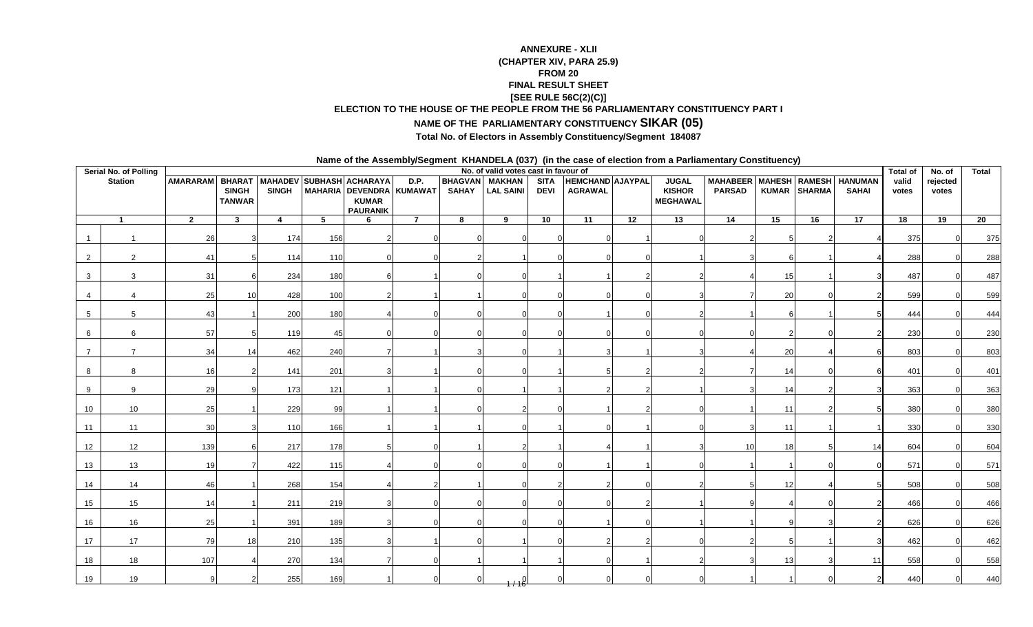**ANNEXURE - XLII**

**(CHAPTER XIV, PARA 25.9)**

**FROM 20**

**FINAL RESULT SHEET**

**[SEE RULE 56C(2)(C)]**

**ELECTION TO THE HOUSE OF THE PEOPLE FROM THE 56 PARLIAMENTARY CONSTITUENCY PART I**

**NAME OF THE PARLIAMENTARY CONSTITUENCY SIKAR (05)**

**Total No. of Electors in Assembly Constituency/Segment 184087**

**Name of the Assembly/Segment KHANDELA (037) (in the case of election from a Parliamentary Constituency)**

| Serial No. of Polling Station | | No. of valid votes cast in favour of | | | | | | | | | | | | | | | | Total of valid votes | No. of rejected votes | Total |
|---|---|---|---|---|---|---|---|---|---|---|---|---|---|---|---|---|---|---|---|---|
| | | AMARARAM | BHARAT SINGH TANWAR | MAHADEV SINGH | SUBHASH MAHARIA | ACHARAYA DEVENDRA KUMAR PAURANIK | D.P. KUMAWAT | BHAGVAN SAHAY | MAKHAN LAL SAINI | SITA DEVI | HEMCHAND AGRAWAL | AJAYPAL | JUGAL KISHOR MEGHAWAL | MAHABEER PARSAD | MAHESH KUMAR | RAMESH SHARMA | HANUMAN SAHAI | | | |
| 1 | | 2 | 3 | 4 | 5 | 6 | 7 | 8 | 9 | 10 | 11 | 12 | 13 | 14 | 15 | 16 | 17 | 18 | 19 | 20 |
| 1 | 1 | 26 | 3 | 174 | 156 | 2 | 0 | 0 | 0 | 0 | 0 | 1 | 0 | 2 | 5 | 2 | 4 | 375 | 0 | 375 |
| 2 | 2 | 41 | 5 | 114 | 110 | 0 | 0 | 2 | 1 | 0 | 0 | 0 | 1 | 3 | 6 | 1 | 4 | 288 | 0 | 288 |
| 3 | 3 | 31 | 6 | 234 | 180 | 6 | 1 | 0 | 0 | 1 | 1 | 2 | 2 | 4 | 15 | 1 | 3 | 487 | 0 | 487 |
| 4 | 4 | 25 | 10 | 428 | 100 | 2 | 1 | 1 | 0 | 0 | 0 | 0 | 3 | 7 | 20 | 0 | 2 | 599 | 0 | 599 |
| 5 | 5 | 43 | 1 | 200 | 180 | 4 | 0 | 0 | 0 | 0 | 1 | 0 | 2 | 1 | 6 | 1 | 5 | 444 | 0 | 444 |
| 6 | 6 | 57 | 5 | 119 | 45 | 0 | 0 | 0 | 0 | 0 | 0 | 0 | 0 | 0 | 2 | 0 | 2 | 230 | 0 | 230 |
| 7 | 7 | 34 | 14 | 462 | 240 | 7 | 1 | 3 | 0 | 1 | 3 | 1 | 3 | 4 | 20 | 4 | 6 | 803 | 0 | 803 |
| 8 | 8 | 16 | 2 | 141 | 201 | 3 | 1 | 0 | 0 | 1 | 5 | 2 | 2 | 7 | 14 | 0 | 6 | 401 | 0 | 401 |
| 9 | 9 | 29 | 9 | 173 | 121 | 1 | 1 | 0 | 1 | 1 | 2 | 2 | 1 | 3 | 14 | 2 | 3 | 363 | 0 | 363 |
| 10 | 10 | 25 | 1 | 229 | 99 | 1 | 1 | 0 | 2 | 0 | 1 | 2 | 0 | 1 | 11 | 2 | 5 | 380 | 0 | 380 |
| 11 | 11 | 30 | 3 | 110 | 166 | 1 | 1 | 1 | 0 | 1 | 0 | 1 | 0 | 3 | 11 | 1 | 1 | 330 | 0 | 330 |
| 12 | 12 | 139 | 6 | 217 | 178 | 5 | 0 | 1 | 2 | 1 | 4 | 1 | 3 | 10 | 18 | 5 | 14 | 604 | 0 | 604 |
| 13 | 13 | 19 | 7 | 422 | 115 | 4 | 0 | 0 | 0 | 0 | 1 | 1 | 0 | 1 | 1 | 0 | 0 | 571 | 0 | 571 |
| 14 | 14 | 46 | 1 | 268 | 154 | 4 | 2 | 1 | 0 | 2 | 2 | 0 | 2 | 5 | 12 | 4 | 5 | 508 | 0 | 508 |
| 15 | 15 | 14 | 1 | 211 | 219 | 3 | 0 | 0 | 0 | 0 | 0 | 2 | 1 | 9 | 4 | 0 | 2 | 466 | 0 | 466 |
| 16 | 16 | 25 | 1 | 391 | 189 | 3 | 0 | 0 | 0 | 0 | 1 | 0 | 1 | 1 | 9 | 3 | 2 | 626 | 0 | 626 |
| 17 | 17 | 79 | 18 | 210 | 135 | 3 | 1 | 0 | 1 | 0 | 2 | 2 | 0 | 2 | 5 | 1 | 3 | 462 | 0 | 462 |
| 18 | 18 | 107 | 4 | 270 | 134 | 7 | 0 | 1 | 1 | 1 | 0 | 1 | 2 | 3 | 13 | 3 | 11 | 558 | 0 | 558 |
| 19 | 19 | 9 | 2 | 255 | 169 | 1 | 0 | 0 | 0 | 0 | 0 | 0 | 0 | 1 | 1 | 0 | 2 | 440 | 0 | 440 |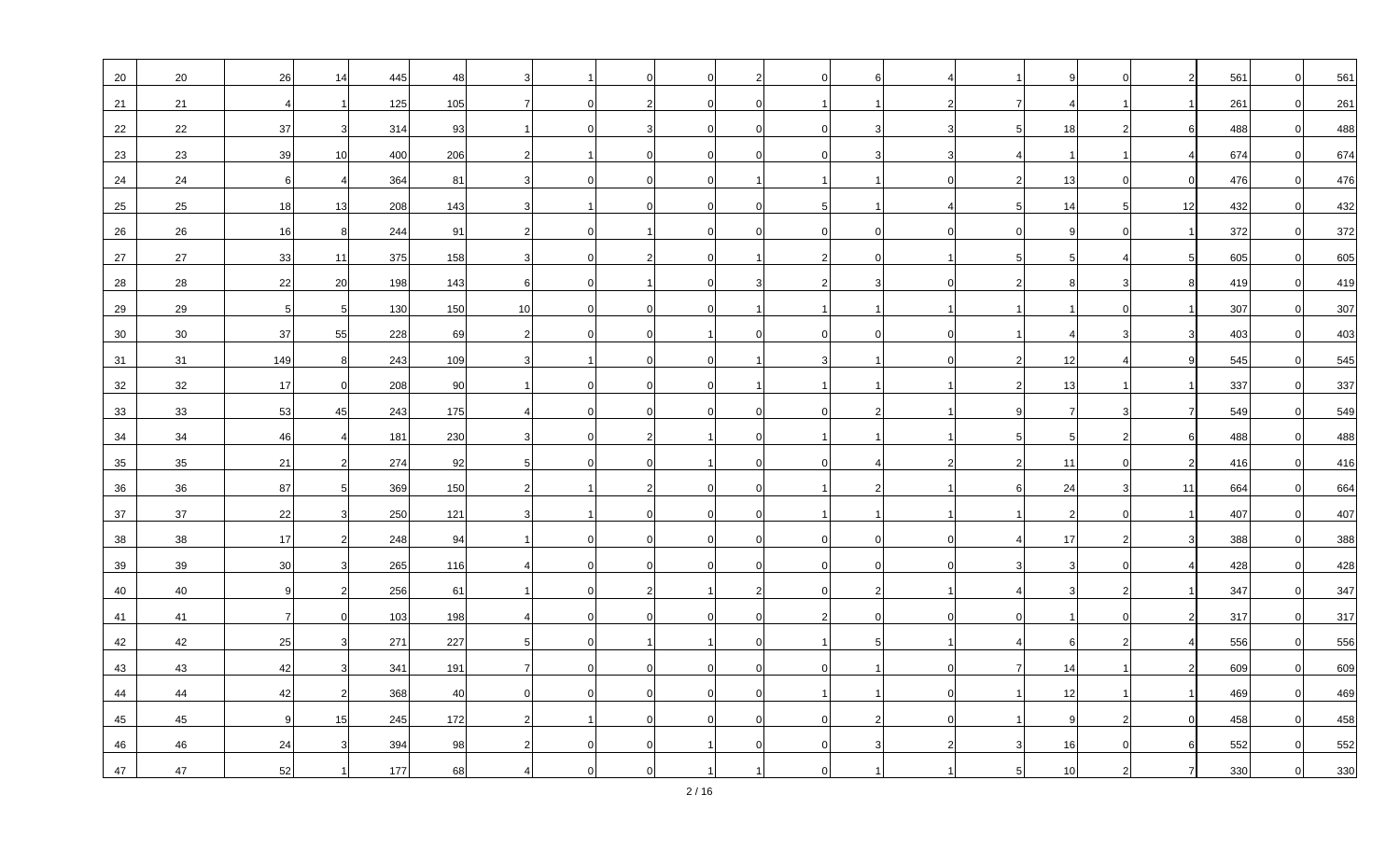| | | | | | | | | | | | | | | | | | | | | |
|---|---|---|---|---|---|---|---|---|---|---|---|---|---|---|---|---|---|---|---|---|
| 20 | 20 | 26 | 14 | 445 | 48 | 3 | 1 | 0 | 0 | 2 | 0 | 6 | 4 | 1 | 9 | 0 | 2 | 561 | 0 | 561 |
| 21 | 21 | 4 | 1 | 125 | 105 | 7 | 0 | 2 | 0 | 0 | 1 | 1 | 2 | 7 | 4 | 1 | 1 | 261 | 0 | 261 |
| 22 | 22 | 37 | 3 | 314 | 93 | 1 | 0 | 3 | 0 | 0 | 0 | 3 | 3 | 5 | 18 | 2 | 6 | 488 | 0 | 488 |
| 23 | 23 | 39 | 10 | 400 | 206 | 2 | 1 | 0 | 0 | 0 | 0 | 3 | 3 | 4 | 1 | 1 | 4 | 674 | 0 | 674 |
| 24 | 24 | 6 | 4 | 364 | 81 | 3 | 0 | 0 | 0 | 1 | 1 | 1 | 0 | 2 | 13 | 0 | 0 | 476 | 0 | 476 |
| 25 | 25 | 18 | 13 | 208 | 143 | 3 | 1 | 0 | 0 | 0 | 5 | 1 | 4 | 5 | 14 | 5 | 12 | 432 | 0 | 432 |
| 26 | 26 | 16 | 8 | 244 | 91 | 2 | 0 | 1 | 0 | 0 | 0 | 0 | 0 | 0 | 9 | 0 | 1 | 372 | 0 | 372 |
| 27 | 27 | 33 | 11 | 375 | 158 | 3 | 0 | 2 | 0 | 1 | 2 | 0 | 1 | 5 | 5 | 4 | 5 | 605 | 0 | 605 |
| 28 | 28 | 22 | 20 | 198 | 143 | 6 | 0 | 1 | 0 | 3 | 2 | 3 | 0 | 2 | 8 | 3 | 8 | 419 | 0 | 419 |
| 29 | 29 | 5 | 5 | 130 | 150 | 10 | 0 | 0 | 0 | 1 | 1 | 1 | 1 | 1 | 1 | 0 | 1 | 307 | 0 | 307 |
| 30 | 30 | 37 | 55 | 228 | 69 | 2 | 0 | 0 | 1 | 0 | 0 | 0 | 0 | 1 | 4 | 3 | 3 | 403 | 0 | 403 |
| 31 | 31 | 149 | 8 | 243 | 109 | 3 | 1 | 0 | 0 | 1 | 3 | 1 | 0 | 2 | 12 | 4 | 9 | 545 | 0 | 545 |
| 32 | 32 | 17 | 0 | 208 | 90 | 1 | 0 | 0 | 0 | 1 | 1 | 1 | 1 | 2 | 13 | 1 | 1 | 337 | 0 | 337 |
| 33 | 33 | 53 | 45 | 243 | 175 | 4 | 0 | 0 | 0 | 0 | 0 | 2 | 1 | 9 | 7 | 3 | 7 | 549 | 0 | 549 |
| 34 | 34 | 46 | 4 | 181 | 230 | 3 | 0 | 2 | 1 | 0 | 1 | 1 | 1 | 5 | 5 | 2 | 6 | 488 | 0 | 488 |
| 35 | 35 | 21 | 2 | 274 | 92 | 5 | 0 | 0 | 1 | 0 | 0 | 4 | 2 | 2 | 11 | 0 | 2 | 416 | 0 | 416 |
| 36 | 36 | 87 | 5 | 369 | 150 | 2 | 1 | 2 | 0 | 0 | 1 | 2 | 1 | 6 | 24 | 3 | 11 | 664 | 0 | 664 |
| 37 | 37 | 22 | 3 | 250 | 121 | 3 | 1 | 0 | 0 | 0 | 1 | 1 | 1 | 1 | 2 | 0 | 1 | 407 | 0 | 407 |
| 38 | 38 | 17 | 2 | 248 | 94 | 1 | 0 | 0 | 0 | 0 | 0 | 0 | 0 | 4 | 17 | 2 | 3 | 388 | 0 | 388 |
| 39 | 39 | 30 | 3 | 265 | 116 | 4 | 0 | 0 | 0 | 0 | 0 | 0 | 0 | 3 | 3 | 0 | 4 | 428 | 0 | 428 |
| 40 | 40 | 9 | 2 | 256 | 61 | 1 | 0 | 2 | 1 | 2 | 0 | 2 | 1 | 4 | 3 | 2 | 1 | 347 | 0 | 347 |
| 41 | 41 | 7 | 0 | 103 | 198 | 4 | 0 | 0 | 0 | 0 | 2 | 0 | 0 | 0 | 1 | 0 | 2 | 317 | 0 | 317 |
| 42 | 42 | 25 | 3 | 271 | 227 | 5 | 0 | 1 | 1 | 0 | 1 | 5 | 1 | 4 | 6 | 2 | 4 | 556 | 0 | 556 |
| 43 | 43 | 42 | 3 | 341 | 191 | 7 | 0 | 0 | 0 | 0 | 0 | 1 | 0 | 7 | 14 | 1 | 2 | 609 | 0 | 609 |
| 44 | 44 | 42 | 2 | 368 | 40 | 0 | 0 | 0 | 0 | 0 | 1 | 1 | 0 | 1 | 12 | 1 | 1 | 469 | 0 | 469 |
| 45 | 45 | 9 | 15 | 245 | 172 | 2 | 1 | 0 | 0 | 0 | 0 | 2 | 0 | 1 | 9 | 2 | 0 | 458 | 0 | 458 |
| 46 | 46 | 24 | 3 | 394 | 98 | 2 | 0 | 0 | 1 | 0 | 0 | 3 | 2 | 3 | 16 | 0 | 6 | 552 | 0 | 552 |
| 47 | 47 | 52 | 1 | 177 | 68 | 4 | 0 | 0 | 1 | 1 | 0 | 1 | 1 | 5 | 10 | 2 | 7 | 330 | 0 | 330 |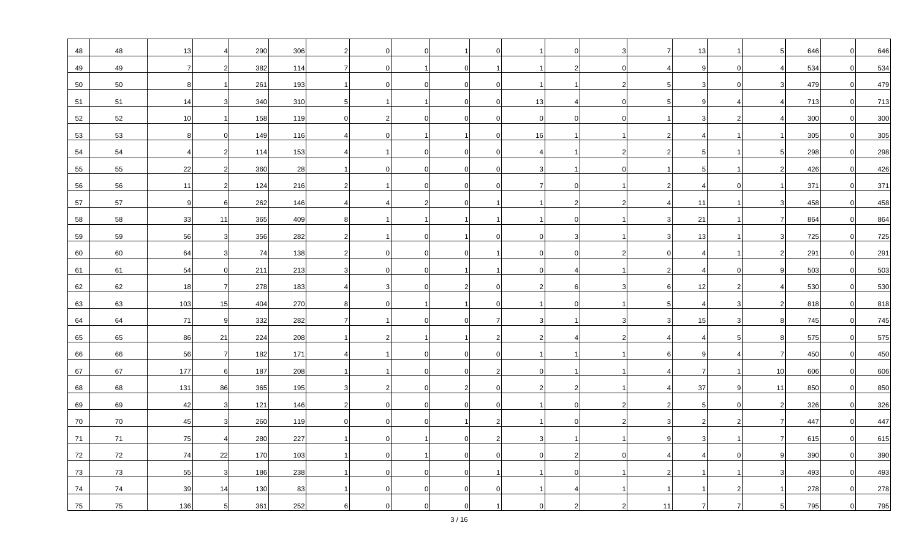| | | | | | | | | | | | | | | | | | | | | |
|---|---|---|---|---|---|---|---|---|---|---|---|---|---|---|---|---|---|---|---|---|
| 48 | 48 | 13 | 4 | 290 | 306 | 2 | 0 | 0 | 1 | 0 | 1 | 0 | 3 | 7 | 13 | 1 | 5 | 646 | 0 | 646 |
| 49 | 49 | 7 | 2 | 382 | 114 | 7 | 0 | 1 | 0 | 1 | 1 | 2 | 0 | 4 | 9 | 0 | 4 | 534 | 0 | 534 |
| 50 | 50 | 8 | 1 | 261 | 193 | 1 | 0 | 0 | 0 | 0 | 1 | 1 | 2 | 5 | 3 | 0 | 3 | 479 | 0 | 479 |
| 51 | 51 | 14 | 3 | 340 | 310 | 5 | 1 | 1 | 0 | 0 | 13 | 4 | 0 | 5 | 9 | 4 | 4 | 713 | 0 | 713 |
| 52 | 52 | 10 | 1 | 158 | 119 | 0 | 2 | 0 | 0 | 0 | 0 | 0 | 0 | 1 | 3 | 2 | 4 | 300 | 0 | 300 |
| 53 | 53 | 8 | 0 | 149 | 116 | 4 | 0 | 1 | 1 | 0 | 16 | 1 | 1 | 2 | 4 | 1 | 1 | 305 | 0 | 305 |
| 54 | 54 | 4 | 2 | 114 | 153 | 4 | 1 | 0 | 0 | 0 | 4 | 1 | 2 | 2 | 5 | 1 | 5 | 298 | 0 | 298 |
| 55 | 55 | 22 | 2 | 360 | 28 | 1 | 0 | 0 | 0 | 0 | 3 | 1 | 0 | 1 | 5 | 1 | 2 | 426 | 0 | 426 |
| 56 | 56 | 11 | 2 | 124 | 216 | 2 | 1 | 0 | 0 | 0 | 7 | 0 | 1 | 2 | 4 | 0 | 1 | 371 | 0 | 371 |
| 57 | 57 | 9 | 6 | 262 | 146 | 4 | 4 | 2 | 0 | 1 | 1 | 2 | 2 | 4 | 11 | 1 | 3 | 458 | 0 | 458 |
| 58 | 58 | 33 | 11 | 365 | 409 | 8 | 1 | 1 | 1 | 1 | 1 | 0 | 1 | 3 | 21 | 1 | 7 | 864 | 0 | 864 |
| 59 | 59 | 56 | 3 | 356 | 282 | 2 | 1 | 0 | 1 | 0 | 0 | 3 | 1 | 3 | 13 | 1 | 3 | 725 | 0 | 725 |
| 60 | 60 | 64 | 3 | 74 | 138 | 2 | 0 | 0 | 0 | 1 | 0 | 0 | 2 | 0 | 4 | 1 | 2 | 291 | 0 | 291 |
| 61 | 61 | 54 | 0 | 211 | 213 | 3 | 0 | 0 | 1 | 1 | 0 | 4 | 1 | 2 | 4 | 0 | 9 | 503 | 0 | 503 |
| 62 | 62 | 18 | 7 | 278 | 183 | 4 | 3 | 0 | 2 | 0 | 2 | 6 | 3 | 6 | 12 | 2 | 4 | 530 | 0 | 530 |
| 63 | 63 | 103 | 15 | 404 | 270 | 8 | 0 | 1 | 1 | 0 | 1 | 0 | 1 | 5 | 4 | 3 | 2 | 818 | 0 | 818 |
| 64 | 64 | 71 | 9 | 332 | 282 | 7 | 1 | 0 | 0 | 7 | 3 | 1 | 3 | 3 | 15 | 3 | 8 | 745 | 0 | 745 |
| 65 | 65 | 86 | 21 | 224 | 208 | 1 | 2 | 1 | 1 | 2 | 2 | 4 | 2 | 4 | 4 | 5 | 8 | 575 | 0 | 575 |
| 66 | 66 | 56 | 7 | 182 | 171 | 4 | 1 | 0 | 0 | 0 | 1 | 1 | 1 | 6 | 9 | 4 | 7 | 450 | 0 | 450 |
| 67 | 67 | 177 | 6 | 187 | 208 | 1 | 1 | 0 | 0 | 2 | 0 | 1 | 1 | 4 | 7 | 1 | 10 | 606 | 0 | 606 |
| 68 | 68 | 131 | 86 | 365 | 195 | 3 | 2 | 0 | 2 | 0 | 2 | 2 | 1 | 4 | 37 | 9 | 11 | 850 | 0 | 850 |
| 69 | 69 | 42 | 3 | 121 | 146 | 2 | 0 | 0 | 0 | 0 | 1 | 0 | 2 | 2 | 5 | 0 | 2 | 326 | 0 | 326 |
| 70 | 70 | 45 | 3 | 260 | 119 | 0 | 0 | 0 | 1 | 2 | 1 | 0 | 2 | 3 | 2 | 2 | 7 | 447 | 0 | 447 |
| 71 | 71 | 75 | 4 | 280 | 227 | 1 | 0 | 1 | 0 | 2 | 3 | 1 | 1 | 9 | 3 | 1 | 7 | 615 | 0 | 615 |
| 72 | 72 | 74 | 22 | 170 | 103 | 1 | 0 | 1 | 0 | 0 | 0 | 2 | 0 | 4 | 4 | 0 | 9 | 390 | 0 | 390 |
| 73 | 73 | 55 | 3 | 186 | 238 | 1 | 0 | 0 | 0 | 1 | 1 | 0 | 1 | 2 | 1 | 1 | 3 | 493 | 0 | 493 |
| 74 | 74 | 39 | 14 | 130 | 83 | 1 | 0 | 0 | 0 | 0 | 1 | 4 | 1 | 1 | 1 | 2 | 1 | 278 | 0 | 278 |
| 75 | 75 | 136 | 5 | 361 | 252 | 6 | 0 | 0 | 0 | 1 | 0 | 2 | 2 | 11 | 7 | 7 | 5 | 795 | 0 | 795 |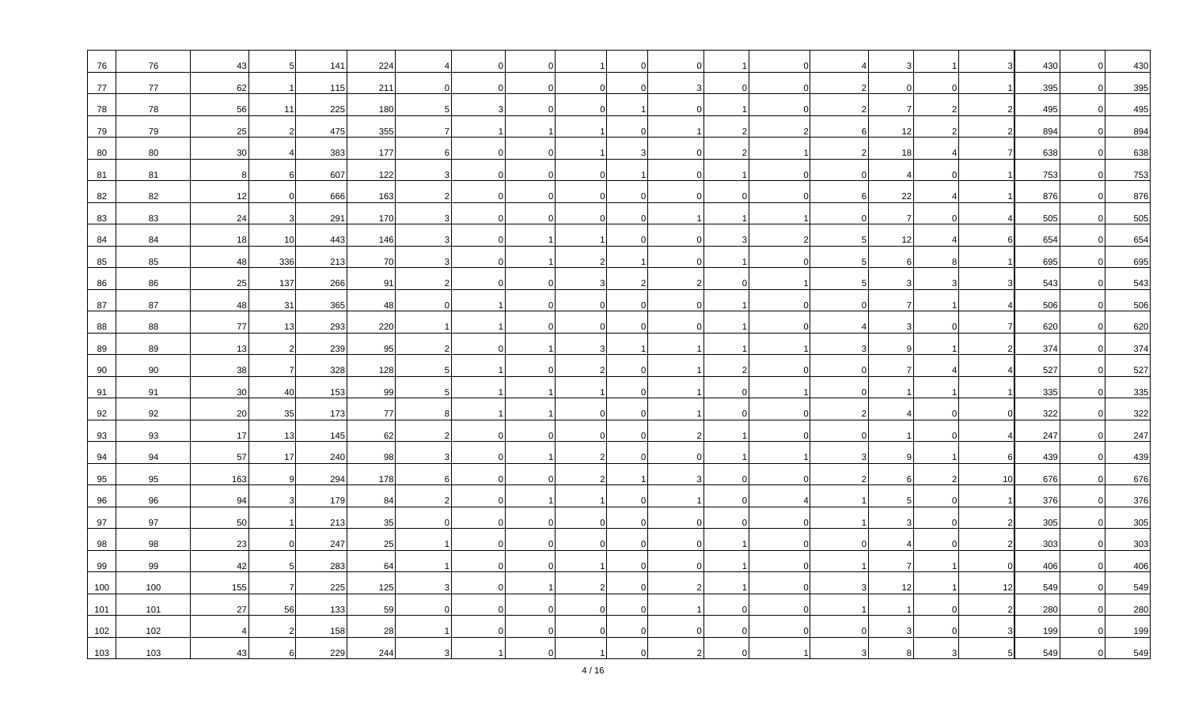| | | | | | | | | | | | | | | | | | | | | |
|---|---|---|---|---|---|---|---|---|---|---|---|---|---|---|---|---|---|---|---|---|
| 76 | 76 | 43 | 5 | 141 | 224 | 4 | 0 | 0 | 1 | 0 | 0 | 1 | 0 | 4 | 3 | 1 | 3 | 430 | 0 | 430 |
| 77 | 77 | 62 | 1 | 115 | 211 | 0 | 0 | 0 | 0 | 0 | 3 | 0 | 0 | 2 | 0 | 0 | 1 | 395 | 0 | 395 |
| 78 | 78 | 56 | 11 | 225 | 180 | 5 | 3 | 0 | 0 | 1 | 0 | 1 | 0 | 2 | 7 | 2 | 2 | 495 | 0 | 495 |
| 79 | 79 | 25 | 2 | 475 | 355 | 7 | 1 | 1 | 1 | 0 | 1 | 2 | 2 | 6 | 12 | 2 | 2 | 894 | 0 | 894 |
| 80 | 80 | 30 | 4 | 383 | 177 | 6 | 0 | 0 | 1 | 3 | 0 | 2 | 1 | 2 | 18 | 4 | 7 | 638 | 0 | 638 |
| 81 | 81 | 8 | 6 | 607 | 122 | 3 | 0 | 0 | 0 | 1 | 0 | 1 | 0 | 0 | 4 | 0 | 1 | 753 | 0 | 753 |
| 82 | 82 | 12 | 0 | 666 | 163 | 2 | 0 | 0 | 0 | 0 | 0 | 0 | 0 | 6 | 22 | 4 | 1 | 876 | 0 | 876 |
| 83 | 83 | 24 | 3 | 291 | 170 | 3 | 0 | 0 | 0 | 0 | 1 | 1 | 1 | 0 | 7 | 0 | 4 | 505 | 0 | 505 |
| 84 | 84 | 18 | 10 | 443 | 146 | 3 | 0 | 1 | 1 | 0 | 0 | 3 | 2 | 5 | 12 | 4 | 6 | 654 | 0 | 654 |
| 85 | 85 | 48 | 336 | 213 | 70 | 3 | 0 | 1 | 2 | 1 | 0 | 1 | 0 | 5 | 6 | 8 | 1 | 695 | 0 | 695 |
| 86 | 86 | 25 | 137 | 266 | 91 | 2 | 0 | 0 | 3 | 2 | 2 | 0 | 1 | 5 | 3 | 3 | 3 | 543 | 0 | 543 |
| 87 | 87 | 48 | 31 | 365 | 48 | 0 | 1 | 0 | 0 | 0 | 0 | 1 | 0 | 0 | 7 | 1 | 4 | 506 | 0 | 506 |
| 88 | 88 | 77 | 13 | 293 | 220 | 1 | 1 | 0 | 0 | 0 | 0 | 1 | 0 | 4 | 3 | 0 | 7 | 620 | 0 | 620 |
| 89 | 89 | 13 | 2 | 239 | 95 | 2 | 0 | 1 | 3 | 1 | 1 | 1 | 1 | 3 | 9 | 1 | 2 | 374 | 0 | 374 |
| 90 | 90 | 38 | 7 | 328 | 128 | 5 | 1 | 0 | 2 | 0 | 1 | 2 | 0 | 0 | 7 | 4 | 4 | 527 | 0 | 527 |
| 91 | 91 | 30 | 40 | 153 | 99 | 5 | 1 | 1 | 1 | 0 | 1 | 0 | 1 | 0 | 1 | 1 | 1 | 335 | 0 | 335 |
| 92 | 92 | 20 | 35 | 173 | 77 | 8 | 1 | 1 | 0 | 0 | 1 | 0 | 0 | 2 | 4 | 0 | 0 | 322 | 0 | 322 |
| 93 | 93 | 17 | 13 | 145 | 62 | 2 | 0 | 0 | 0 | 0 | 2 | 1 | 0 | 0 | 1 | 0 | 4 | 247 | 0 | 247 |
| 94 | 94 | 57 | 17 | 240 | 98 | 3 | 0 | 1 | 2 | 0 | 0 | 1 | 1 | 3 | 9 | 1 | 6 | 439 | 0 | 439 |
| 95 | 95 | 163 | 9 | 294 | 178 | 6 | 0 | 0 | 2 | 1 | 3 | 0 | 0 | 2 | 6 | 2 | 10 | 676 | 0 | 676 |
| 96 | 96 | 94 | 3 | 179 | 84 | 2 | 0 | 1 | 1 | 0 | 1 | 0 | 4 | 1 | 5 | 0 | 1 | 376 | 0 | 376 |
| 97 | 97 | 50 | 1 | 213 | 35 | 0 | 0 | 0 | 0 | 0 | 0 | 0 | 0 | 1 | 3 | 0 | 2 | 305 | 0 | 305 |
| 98 | 98 | 23 | 0 | 247 | 25 | 1 | 0 | 0 | 0 | 0 | 0 | 1 | 0 | 0 | 4 | 0 | 2 | 303 | 0 | 303 |
| 99 | 99 | 42 | 5 | 283 | 64 | 1 | 0 | 0 | 1 | 0 | 0 | 1 | 0 | 1 | 7 | 1 | 0 | 406 | 0 | 406 |
| 100 | 100 | 155 | 7 | 225 | 125 | 3 | 0 | 1 | 2 | 0 | 2 | 1 | 0 | 3 | 12 | 1 | 12 | 549 | 0 | 549 |
| 101 | 101 | 27 | 56 | 133 | 59 | 0 | 0 | 0 | 0 | 0 | 1 | 0 | 0 | 1 | 1 | 0 | 2 | 280 | 0 | 280 |
| 102 | 102 | 4 | 2 | 158 | 28 | 1 | 0 | 0 | 0 | 0 | 0 | 0 | 0 | 0 | 3 | 0 | 3 | 199 | 0 | 199 |
| 103 | 103 | 43 | 6 | 229 | 244 | 3 | 1 | 0 | 1 | 0 | 2 | 0 | 1 | 3 | 8 | 3 | 5 | 549 | 0 | 549 |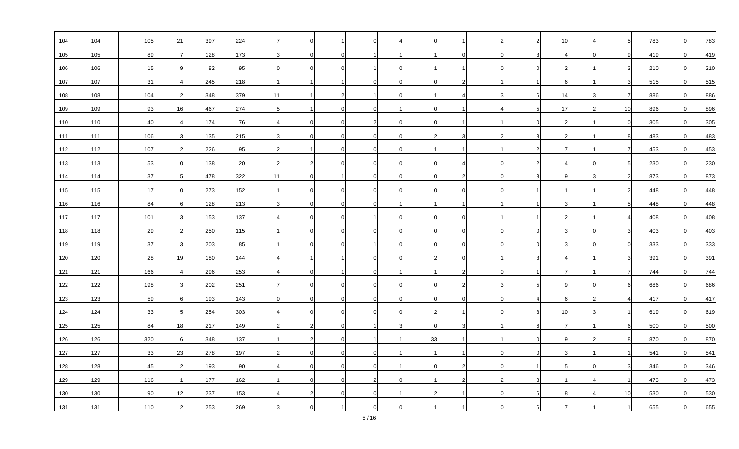| | | | | | | | | | | | | | | | | | | | | |
|---|---|---|---|---|---|---|---|---|---|---|---|---|---|---|---|---|---|---|---|---|
| 104 | 104 | 105 | 21 | 397 | 224 | 7 | 0 | 1 | 0 | 4 | 0 | 1 | 2 | 2 | 10 | 4 | 5 | 783 | 0 | 783 |
| 105 | 105 | 89 | 7 | 128 | 173 | 3 | 0 | 0 | 1 | 1 | 1 | 0 | 0 | 3 | 4 | 0 | 9 | 419 | 0 | 419 |
| 106 | 106 | 15 | 9 | 82 | 95 | 0 | 0 | 0 | 1 | 0 | 1 | 1 | 0 | 0 | 2 | 1 | 3 | 210 | 0 | 210 |
| 107 | 107 | 31 | 4 | 245 | 218 | 1 | 1 | 1 | 0 | 0 | 0 | 2 | 1 | 1 | 6 | 1 | 3 | 515 | 0 | 515 |
| 108 | 108 | 104 | 2 | 348 | 379 | 11 | 1 | 2 | 1 | 0 | 1 | 4 | 3 | 6 | 14 | 3 | 7 | 886 | 0 | 886 |
| 109 | 109 | 93 | 16 | 467 | 274 | 5 | 1 | 0 | 0 | 1 | 0 | 1 | 4 | 5 | 17 | 2 | 10 | 896 | 0 | 896 |
| 110 | 110 | 40 | 4 | 174 | 76 | 4 | 0 | 0 | 2 | 0 | 0 | 1 | 1 | 0 | 2 | 1 | 0 | 305 | 0 | 305 |
| 111 | 111 | 106 | 3 | 135 | 215 | 3 | 0 | 0 | 0 | 0 | 2 | 3 | 2 | 3 | 2 | 1 | 8 | 483 | 0 | 483 |
| 112 | 112 | 107 | 2 | 226 | 95 | 2 | 1 | 0 | 0 | 0 | 1 | 1 | 1 | 2 | 7 | 1 | 7 | 453 | 0 | 453 |
| 113 | 113 | 53 | 0 | 138 | 20 | 2 | 2 | 0 | 0 | 0 | 0 | 4 | 0 | 2 | 4 | 0 | 5 | 230 | 0 | 230 |
| 114 | 114 | 37 | 5 | 478 | 322 | 11 | 0 | 1 | 0 | 0 | 0 | 2 | 0 | 3 | 9 | 3 | 2 | 873 | 0 | 873 |
| 115 | 115 | 17 | 0 | 273 | 152 | 1 | 0 | 0 | 0 | 0 | 0 | 0 | 0 | 1 | 1 | 1 | 2 | 448 | 0 | 448 |
| 116 | 116 | 84 | 6 | 128 | 213 | 3 | 0 | 0 | 0 | 1 | 1 | 1 | 1 | 1 | 3 | 1 | 5 | 448 | 0 | 448 |
| 117 | 117 | 101 | 3 | 153 | 137 | 4 | 0 | 0 | 1 | 0 | 0 | 0 | 1 | 1 | 2 | 1 | 4 | 408 | 0 | 408 |
| 118 | 118 | 29 | 2 | 250 | 115 | 1 | 0 | 0 | 0 | 0 | 0 | 0 | 0 | 0 | 3 | 0 | 3 | 403 | 0 | 403 |
| 119 | 119 | 37 | 3 | 203 | 85 | 1 | 0 | 0 | 1 | 0 | 0 | 0 | 0 | 0 | 3 | 0 | 0 | 333 | 0 | 333 |
| 120 | 120 | 28 | 19 | 180 | 144 | 4 | 1 | 1 | 0 | 0 | 2 | 0 | 1 | 3 | 4 | 1 | 3 | 391 | 0 | 391 |
| 121 | 121 | 166 | 4 | 296 | 253 | 4 | 0 | 1 | 0 | 1 | 1 | 2 | 0 | 1 | 7 | 1 | 7 | 744 | 0 | 744 |
| 122 | 122 | 198 | 3 | 202 | 251 | 7 | 0 | 0 | 0 | 0 | 0 | 2 | 3 | 5 | 9 | 0 | 6 | 686 | 0 | 686 |
| 123 | 123 | 59 | 6 | 193 | 143 | 0 | 0 | 0 | 0 | 0 | 0 | 0 | 0 | 4 | 6 | 2 | 4 | 417 | 0 | 417 |
| 124 | 124 | 33 | 5 | 254 | 303 | 4 | 0 | 0 | 0 | 0 | 2 | 1 | 0 | 3 | 10 | 3 | 1 | 619 | 0 | 619 |
| 125 | 125 | 84 | 18 | 217 | 149 | 2 | 2 | 0 | 1 | 3 | 0 | 3 | 1 | 6 | 7 | 1 | 6 | 500 | 0 | 500 |
| 126 | 126 | 320 | 6 | 348 | 137 | 1 | 2 | 0 | 1 | 1 | 33 | 1 | 1 | 0 | 9 | 2 | 8 | 870 | 0 | 870 |
| 127 | 127 | 33 | 23 | 278 | 197 | 2 | 0 | 0 | 0 | 1 | 1 | 1 | 0 | 0 | 3 | 1 | 1 | 541 | 0 | 541 |
| 128 | 128 | 45 | 2 | 193 | 90 | 4 | 0 | 0 | 0 | 1 | 0 | 2 | 0 | 1 | 5 | 0 | 3 | 346 | 0 | 346 |
| 129 | 129 | 116 | 1 | 177 | 162 | 1 | 0 | 0 | 2 | 0 | 1 | 2 | 2 | 3 | 1 | 4 | 1 | 473 | 0 | 473 |
| 130 | 130 | 90 | 12 | 237 | 153 | 4 | 2 | 0 | 0 | 1 | 2 | 1 | 0 | 6 | 8 | 4 | 10 | 530 | 0 | 530 |
| 131 | 131 | 110 | 2 | 253 | 269 | 3 | 0 | 1 | 0 | 0 | 1 | 1 | 0 | 6 | 7 | 1 | 1 | 655 | 0 | 655 |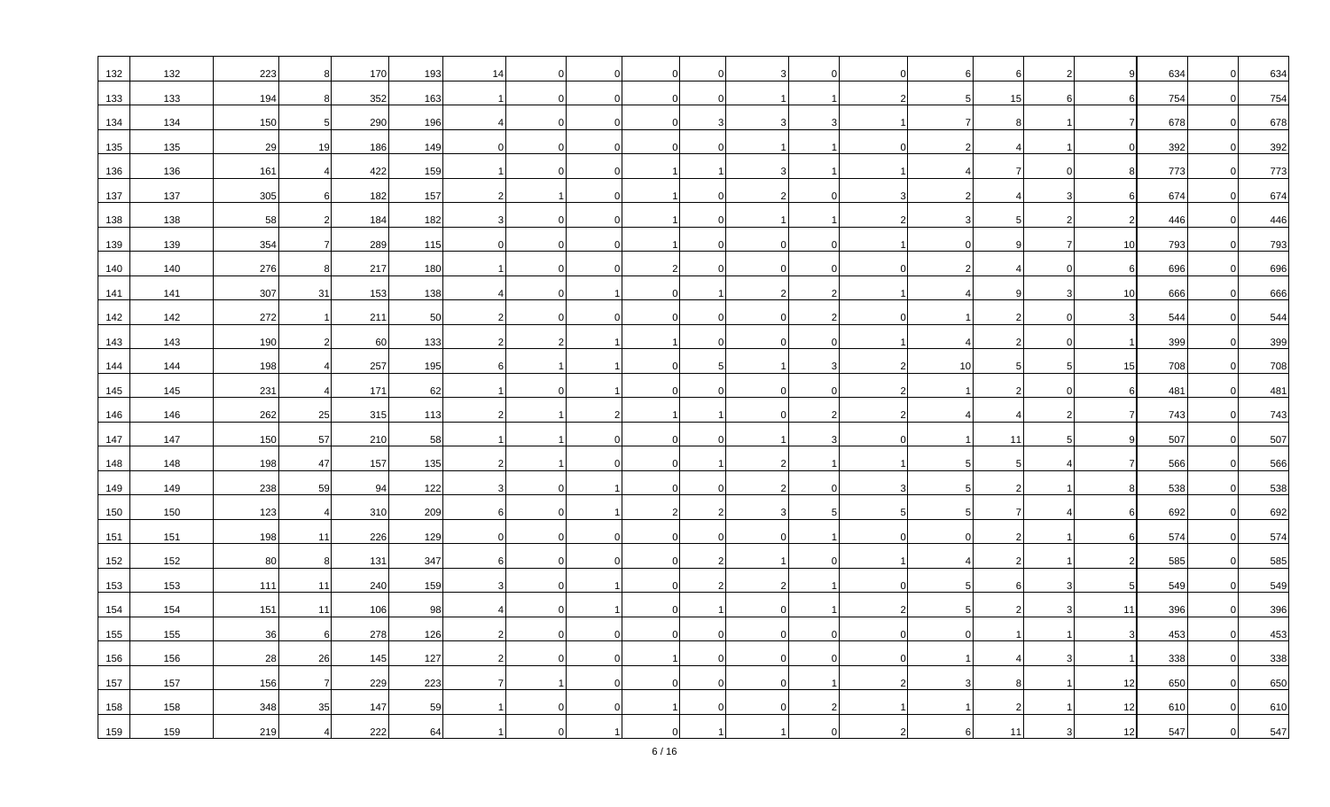| | | | | | | | | | | | | | | | | | | | | |
|---|---|---|---|---|---|---|---|---|---|---|---|---|---|---|---|---|---|---|---|---|
| 132 | 132 | 223 | 8 | 170 | 193 | 14 | 0 | 0 | 0 | 0 | 3 | 0 | 0 | 6 | 6 | 2 | 9 | 634 | 0 | 634 |
| 133 | 133 | 194 | 8 | 352 | 163 | 1 | 0 | 0 | 0 | 0 | 1 | 1 | 2 | 5 | 15 | 6 | 6 | 754 | 0 | 754 |
| 134 | 134 | 150 | 5 | 290 | 196 | 4 | 0 | 0 | 0 | 3 | 3 | 3 | 1 | 7 | 8 | 1 | 7 | 678 | 0 | 678 |
| 135 | 135 | 29 | 19 | 186 | 149 | 0 | 0 | 0 | 0 | 0 | 1 | 1 | 0 | 2 | 4 | 1 | 0 | 392 | 0 | 392 |
| 136 | 136 | 161 | 4 | 422 | 159 | 1 | 0 | 0 | 1 | 1 | 3 | 1 | 1 | 4 | 7 | 0 | 8 | 773 | 0 | 773 |
| 137 | 137 | 305 | 6 | 182 | 157 | 2 | 1 | 0 | 1 | 0 | 2 | 0 | 3 | 2 | 4 | 3 | 6 | 674 | 0 | 674 |
| 138 | 138 | 58 | 2 | 184 | 182 | 3 | 0 | 0 | 1 | 0 | 1 | 1 | 2 | 3 | 5 | 2 | 2 | 446 | 0 | 446 |
| 139 | 139 | 354 | 7 | 289 | 115 | 0 | 0 | 0 | 1 | 0 | 0 | 0 | 1 | 0 | 9 | 7 | 10 | 793 | 0 | 793 |
| 140 | 140 | 276 | 8 | 217 | 180 | 1 | 0 | 0 | 2 | 0 | 0 | 0 | 0 | 2 | 4 | 0 | 6 | 696 | 0 | 696 |
| 141 | 141 | 307 | 31 | 153 | 138 | 4 | 0 | 1 | 0 | 1 | 2 | 2 | 1 | 4 | 9 | 3 | 10 | 666 | 0 | 666 |
| 142 | 142 | 272 | 1 | 211 | 50 | 2 | 0 | 0 | 0 | 0 | 0 | 2 | 0 | 1 | 2 | 0 | 3 | 544 | 0 | 544 |
| 143 | 143 | 190 | 2 | 60 | 133 | 2 | 2 | 1 | 1 | 0 | 0 | 0 | 1 | 4 | 2 | 0 | 1 | 399 | 0 | 399 |
| 144 | 144 | 198 | 4 | 257 | 195 | 6 | 1 | 1 | 0 | 5 | 1 | 3 | 2 | 10 | 5 | 5 | 15 | 708 | 0 | 708 |
| 145 | 145 | 231 | 4 | 171 | 62 | 1 | 0 | 1 | 0 | 0 | 0 | 0 | 2 | 1 | 2 | 0 | 6 | 481 | 0 | 481 |
| 146 | 146 | 262 | 25 | 315 | 113 | 2 | 1 | 2 | 1 | 1 | 0 | 2 | 2 | 4 | 4 | 2 | 7 | 743 | 0 | 743 |
| 147 | 147 | 150 | 57 | 210 | 58 | 1 | 1 | 0 | 0 | 0 | 1 | 3 | 0 | 1 | 11 | 5 | 9 | 507 | 0 | 507 |
| 148 | 148 | 198 | 47 | 157 | 135 | 2 | 1 | 0 | 0 | 1 | 2 | 1 | 1 | 5 | 5 | 4 | 7 | 566 | 0 | 566 |
| 149 | 149 | 238 | 59 | 94 | 122 | 3 | 0 | 1 | 0 | 0 | 2 | 0 | 3 | 5 | 2 | 1 | 8 | 538 | 0 | 538 |
| 150 | 150 | 123 | 4 | 310 | 209 | 6 | 0 | 1 | 2 | 2 | 3 | 5 | 5 | 5 | 7 | 4 | 6 | 692 | 0 | 692 |
| 151 | 151 | 198 | 11 | 226 | 129 | 0 | 0 | 0 | 0 | 0 | 0 | 1 | 0 | 0 | 2 | 1 | 6 | 574 | 0 | 574 |
| 152 | 152 | 80 | 8 | 131 | 347 | 6 | 0 | 0 | 0 | 2 | 1 | 0 | 1 | 4 | 2 | 1 | 2 | 585 | 0 | 585 |
| 153 | 153 | 111 | 11 | 240 | 159 | 3 | 0 | 1 | 0 | 2 | 2 | 1 | 0 | 5 | 6 | 3 | 5 | 549 | 0 | 549 |
| 154 | 154 | 151 | 11 | 106 | 98 | 4 | 0 | 1 | 0 | 1 | 0 | 1 | 2 | 5 | 2 | 3 | 11 | 396 | 0 | 396 |
| 155 | 155 | 36 | 6 | 278 | 126 | 2 | 0 | 0 | 0 | 0 | 0 | 0 | 0 | 0 | 1 | 1 | 3 | 453 | 0 | 453 |
| 156 | 156 | 28 | 26 | 145 | 127 | 2 | 0 | 0 | 1 | 0 | 0 | 0 | 0 | 1 | 4 | 3 | 1 | 338 | 0 | 338 |
| 157 | 157 | 156 | 7 | 229 | 223 | 7 | 1 | 0 | 0 | 0 | 0 | 1 | 2 | 3 | 8 | 1 | 12 | 650 | 0 | 650 |
| 158 | 158 | 348 | 35 | 147 | 59 | 1 | 0 | 0 | 1 | 0 | 0 | 2 | 1 | 1 | 2 | 1 | 12 | 610 | 0 | 610 |
| 159 | 159 | 219 | 4 | 222 | 64 | 1 | 0 | 1 | 0 | 1 | 1 | 0 | 2 | 6 | 11 | 3 | 12 | 547 | 0 | 547 |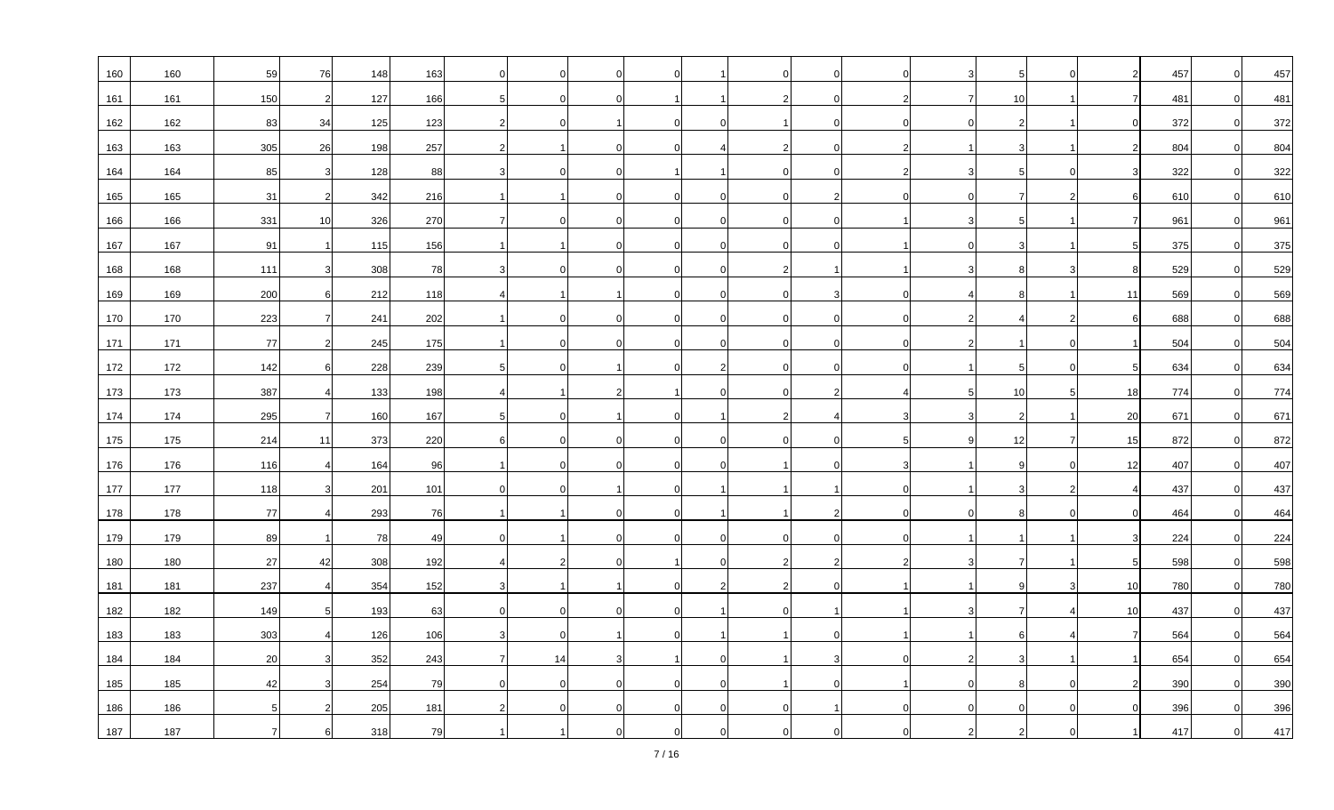| | | | | | | | | | | | | | | | | | | | | |
|---|---|---|---|---|---|---|---|---|---|---|---|---|---|---|---|---|---|---|---|---|
| 160 | 160 | 59 | 76 | 148 | 163 | 0 | 0 | 0 | 0 | 1 | 0 | 0 | 0 | 3 | 5 | 0 | 2 | 457 | 0 | 457 |
| 161 | 161 | 150 | 2 | 127 | 166 | 5 | 0 | 0 | 1 | 1 | 2 | 0 | 2 | 7 | 10 | 1 | 7 | 481 | 0 | 481 |
| 162 | 162 | 83 | 34 | 125 | 123 | 2 | 0 | 1 | 0 | 0 | 1 | 0 | 0 | 0 | 2 | 1 | 0 | 372 | 0 | 372 |
| 163 | 163 | 305 | 26 | 198 | 257 | 2 | 1 | 0 | 0 | 4 | 2 | 0 | 2 | 1 | 3 | 1 | 2 | 804 | 0 | 804 |
| 164 | 164 | 85 | 3 | 128 | 88 | 3 | 0 | 0 | 1 | 1 | 0 | 0 | 2 | 3 | 5 | 0 | 3 | 322 | 0 | 322 |
| 165 | 165 | 31 | 2 | 342 | 216 | 1 | 1 | 0 | 0 | 0 | 0 | 2 | 0 | 0 | 7 | 2 | 6 | 610 | 0 | 610 |
| 166 | 166 | 331 | 10 | 326 | 270 | 7 | 0 | 0 | 0 | 0 | 0 | 0 | 1 | 3 | 5 | 1 | 7 | 961 | 0 | 961 |
| 167 | 167 | 91 | 1 | 115 | 156 | 1 | 1 | 0 | 0 | 0 | 0 | 0 | 1 | 0 | 3 | 1 | 5 | 375 | 0 | 375 |
| 168 | 168 | 111 | 3 | 308 | 78 | 3 | 0 | 0 | 0 | 0 | 2 | 1 | 1 | 3 | 8 | 3 | 8 | 529 | 0 | 529 |
| 169 | 169 | 200 | 6 | 212 | 118 | 4 | 1 | 1 | 0 | 0 | 0 | 3 | 0 | 4 | 8 | 1 | 11 | 569 | 0 | 569 |
| 170 | 170 | 223 | 7 | 241 | 202 | 1 | 0 | 0 | 0 | 0 | 0 | 0 | 0 | 2 | 4 | 2 | 6 | 688 | 0 | 688 |
| 171 | 171 | 77 | 2 | 245 | 175 | 1 | 0 | 0 | 0 | 0 | 0 | 0 | 0 | 2 | 1 | 0 | 1 | 504 | 0 | 504 |
| 172 | 172 | 142 | 6 | 228 | 239 | 5 | 0 | 1 | 0 | 2 | 0 | 0 | 0 | 1 | 5 | 0 | 5 | 634 | 0 | 634 |
| 173 | 173 | 387 | 4 | 133 | 198 | 4 | 1 | 2 | 1 | 0 | 0 | 2 | 4 | 5 | 10 | 5 | 18 | 774 | 0 | 774 |
| 174 | 174 | 295 | 7 | 160 | 167 | 5 | 0 | 1 | 0 | 1 | 2 | 4 | 3 | 3 | 2 | 1 | 20 | 671 | 0 | 671 |
| 175 | 175 | 214 | 11 | 373 | 220 | 6 | 0 | 0 | 0 | 0 | 0 | 0 | 5 | 9 | 12 | 7 | 15 | 872 | 0 | 872 |
| 176 | 176 | 116 | 4 | 164 | 96 | 1 | 0 | 0 | 0 | 0 | 1 | 0 | 3 | 1 | 9 | 0 | 12 | 407 | 0 | 407 |
| 177 | 177 | 118 | 3 | 201 | 101 | 0 | 0 | 1 | 0 | 1 | 1 | 1 | 0 | 1 | 3 | 2 | 4 | 437 | 0 | 437 |
| 178 | 178 | 77 | 4 | 293 | 76 | 1 | 1 | 0 | 0 | 1 | 1 | 2 | 0 | 0 | 8 | 0 | 0 | 464 | 0 | 464 |
| 179 | 179 | 89 | 1 | 78 | 49 | 0 | 1 | 0 | 0 | 0 | 0 | 0 | 0 | 1 | 1 | 1 | 3 | 224 | 0 | 224 |
| 180 | 180 | 27 | 42 | 308 | 192 | 4 | 2 | 0 | 1 | 0 | 2 | 2 | 2 | 3 | 7 | 1 | 5 | 598 | 0 | 598 |
| 181 | 181 | 237 | 4 | 354 | 152 | 3 | 1 | 1 | 0 | 2 | 2 | 0 | 1 | 1 | 9 | 3 | 10 | 780 | 0 | 780 |
| 182 | 182 | 149 | 5 | 193 | 63 | 0 | 0 | 0 | 0 | 1 | 0 | 1 | 1 | 3 | 7 | 4 | 10 | 437 | 0 | 437 |
| 183 | 183 | 303 | 4 | 126 | 106 | 3 | 0 | 1 | 0 | 1 | 1 | 0 | 1 | 1 | 6 | 4 | 7 | 564 | 0 | 564 |
| 184 | 184 | 20 | 3 | 352 | 243 | 7 | 14 | 3 | 1 | 0 | 1 | 3 | 0 | 2 | 3 | 1 | 1 | 654 | 0 | 654 |
| 185 | 185 | 42 | 3 | 254 | 79 | 0 | 0 | 0 | 0 | 0 | 1 | 0 | 1 | 0 | 8 | 0 | 2 | 390 | 0 | 390 |
| 186 | 186 | 5 | 2 | 205 | 181 | 2 | 0 | 0 | 0 | 0 | 0 | 1 | 0 | 0 | 0 | 0 | 0 | 396 | 0 | 396 |
| 187 | 187 | 7 | 6 | 318 | 79 | 1 | 1 | 0 | 0 | 0 | 0 | 0 | 0 | 2 | 2 | 0 | 1 | 417 | 0 | 417 |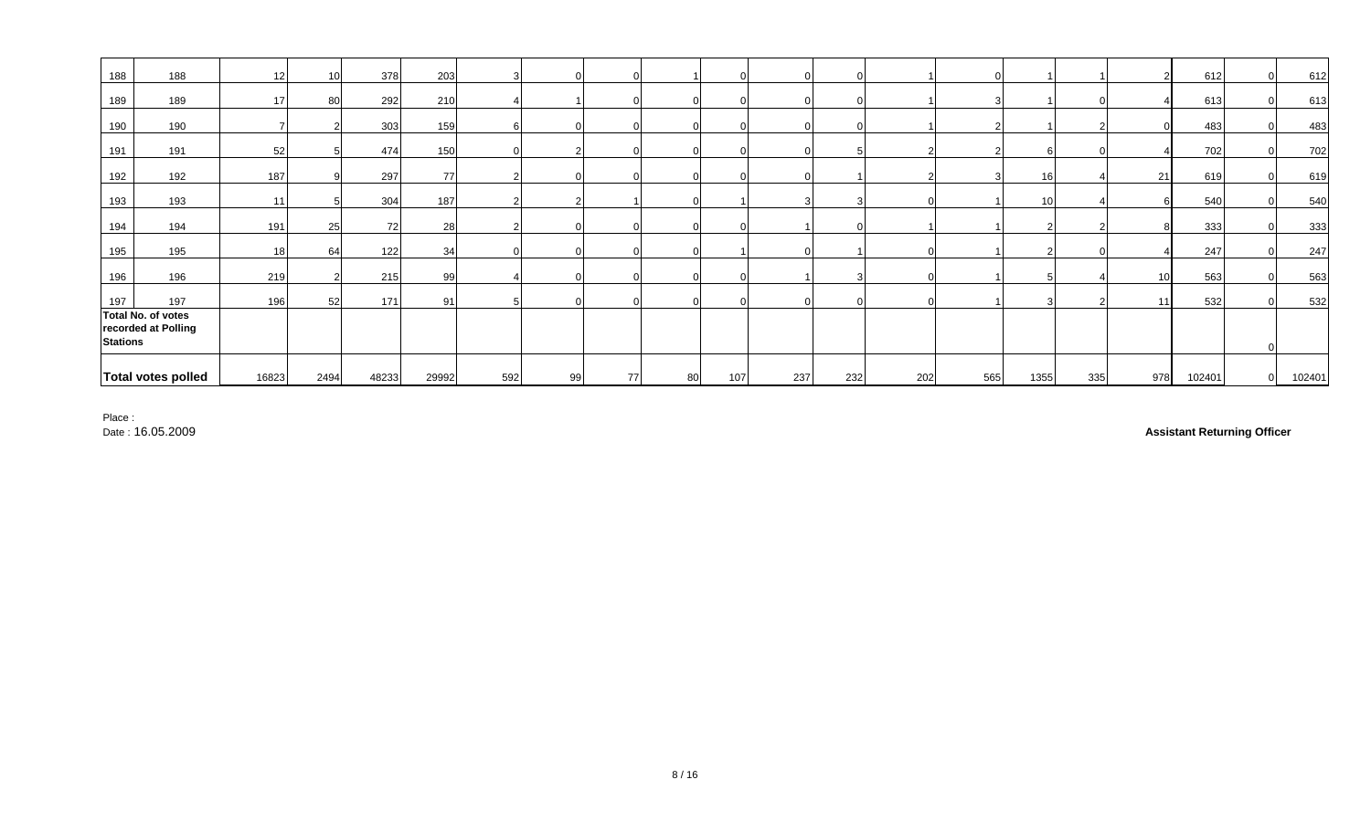| | | | | | | | | | | | | | | | | | | | | |
|---|---|---|---|---|---|---|---|---|---|---|---|---|---|---|---|---|---|---|---|---|
| 188 | 188 | 12 | 10 | 378 | 203 | 3 | 0 | 0 | 1 | 0 | 0 | 0 | 1 | 0 | 1 | 1 | 2 | 612 | 0 | 612 |
| 189 | 189 | 17 | 80 | 292 | 210 | 4 | 1 | 0 | 0 | 0 | 0 | 0 | 1 | 3 | 1 | 0 | 4 | 613 | 0 | 613 |
| 190 | 190 | 7 | 2 | 303 | 159 | 6 | 0 | 0 | 0 | 0 | 0 | 0 | 1 | 2 | 1 | 2 | 0 | 483 | 0 | 483 |
| 191 | 191 | 52 | 5 | 474 | 150 | 0 | 2 | 0 | 0 | 0 | 0 | 5 | 2 | 2 | 6 | 0 | 4 | 702 | 0 | 702 |
| 192 | 192 | 187 | 9 | 297 | 77 | 2 | 0 | 0 | 0 | 0 | 0 | 1 | 2 | 3 | 16 | 4 | 21 | 619 | 0 | 619 |
| 193 | 193 | 11 | 5 | 304 | 187 | 2 | 2 | 1 | 0 | 1 | 3 | 3 | 0 | 1 | 10 | 4 | 6 | 540 | 0 | 540 |
| 194 | 194 | 191 | 25 | 72 | 28 | 2 | 0 | 0 | 0 | 0 | 1 | 0 | 1 | 1 | 2 | 2 | 8 | 333 | 0 | 333 |
| 195 | 195 | 18 | 64 | 122 | 34 | 0 | 0 | 0 | 0 | 1 | 0 | 1 | 0 | 1 | 2 | 0 | 4 | 247 | 0 | 247 |
| 196 | 196 | 219 | 2 | 215 | 99 | 4 | 0 | 0 | 0 | 0 | 1 | 3 | 0 | 1 | 5 | 4 | 10 | 563 | 0 | 563 |
| 197 | 197 | 196 | 52 | 171 | 91 | 5 | 0 | 0 | 0 | 0 | 0 | 0 | 0 | 1 | 3 | 2 | 11 | 532 | 0 | 532 |
| **Total No. of votes recorded at Polling Stations** | | | | | | | | | | | | | | | | | | | 0 | |
| **Total votes polled** | | 16823 | 2494 | 48233 | 29992 | 592 | 99 | 77 | 80 | 107 | 237 | 232 | 202 | 565 | 1355 | 335 | 978 | 102401 | 0 | 102401 |

Place :

Date : 16.05.2009

**Assistant Returning Officer**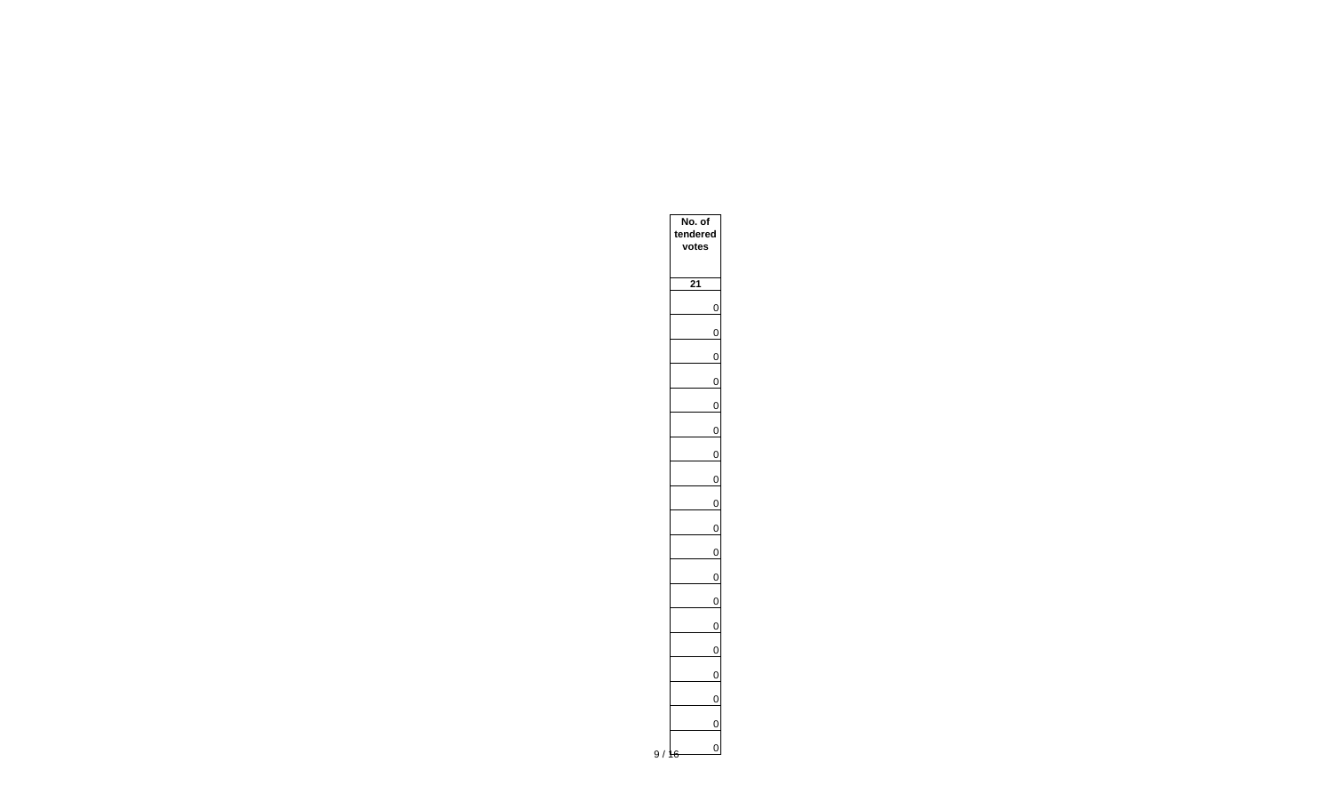| No. of tendered votes |
| --- |
| 21 |
| 0 |
| 0 |
| 0 |
| 0 |
| 0 |
| 0 |
| 0 |
| 0 |
| 0 |
| 0 |
| 0 |
| 0 |
| 0 |
| 0 |
| 0 |
| 0 |
| 0 |
| 0 |
| 0 |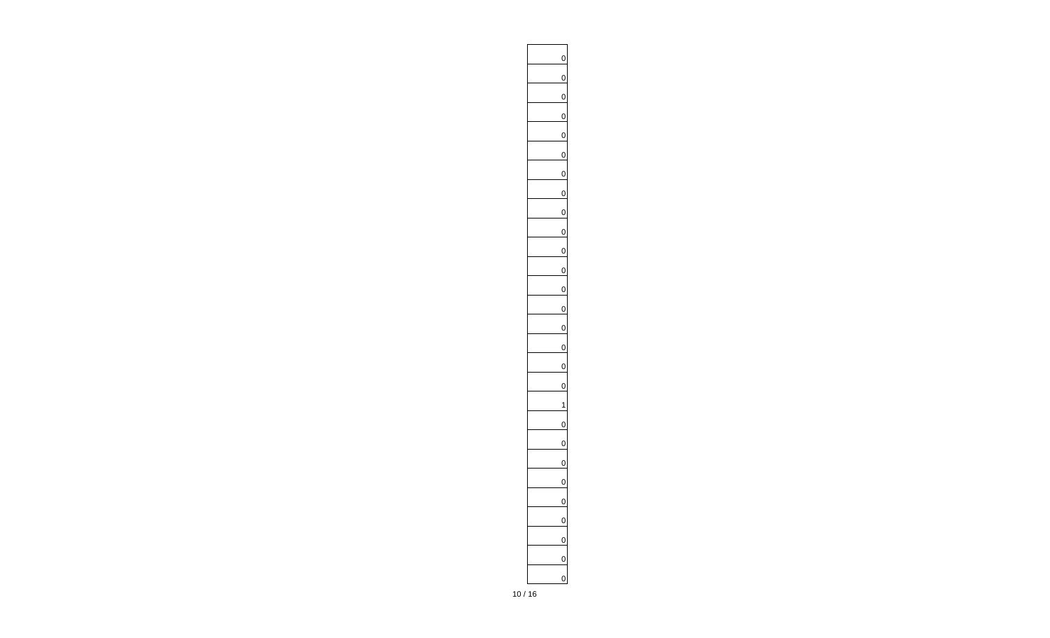| |
|---:|
| 0 |
| 0 |
| 0 |
| 0 |
| 0 |
| 0 |
| 0 |
| 0 |
| 0 |
| 0 |
| 0 |
| 0 |
| 0 |
| 0 |
| 0 |
| 0 |
| 0 |
| 0 |
| 1 |
| 0 |
| 0 |
| 0 |
| 0 |
| 0 |
| 0 |
| 0 |
| 0 |
| 0 |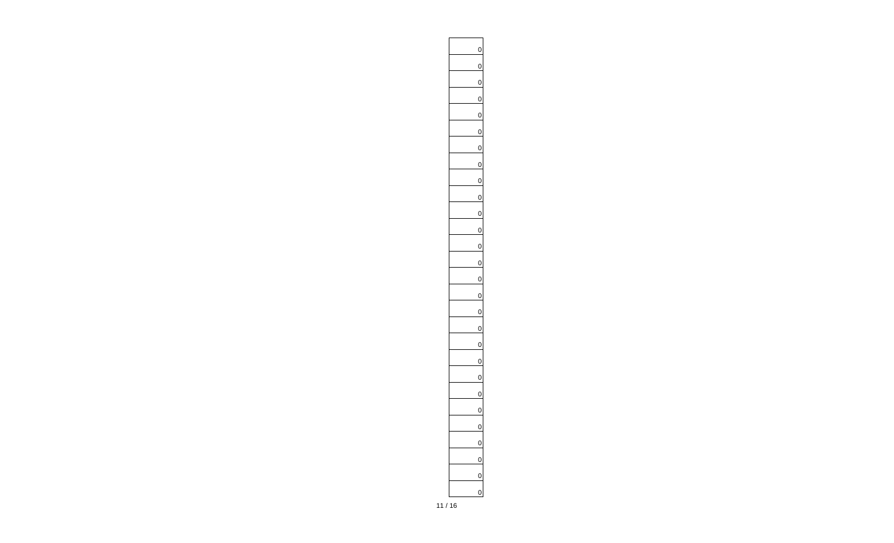| |
|---:|
| 0 |
| 0 |
| 0 |
| 0 |
| 0 |
| 0 |
| 0 |
| 0 |
| 0 |
| 0 |
| 0 |
| 0 |
| 0 |
| 0 |
| 0 |
| 0 |
| 0 |
| 0 |
| 0 |
| 0 |
| 0 |
| 0 |
| 0 |
| 0 |
| 0 |
| 0 |
| 0 |
| 0 |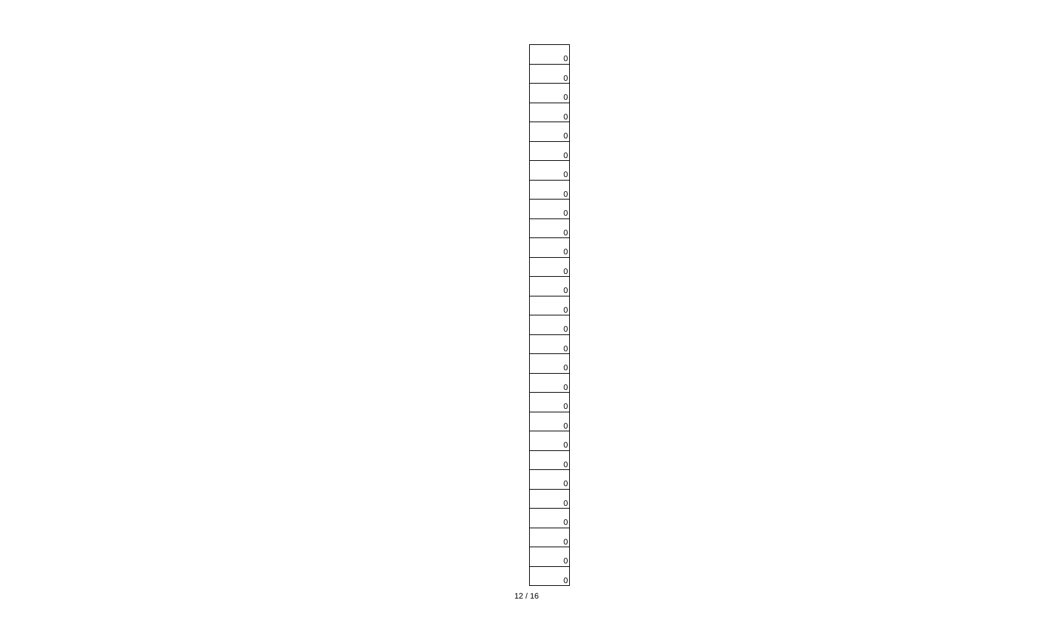| |
|---|
| 0 |
| 0 |
| 0 |
| 0 |
| 0 |
| 0 |
| 0 |
| 0 |
| 0 |
| 0 |
| 0 |
| 0 |
| 0 |
| 0 |
| 0 |
| 0 |
| 0 |
| 0 |
| 0 |
| 0 |
| 0 |
| 0 |
| 0 |
| 0 |
| 0 |
| 0 |
| 0 |
| 0 |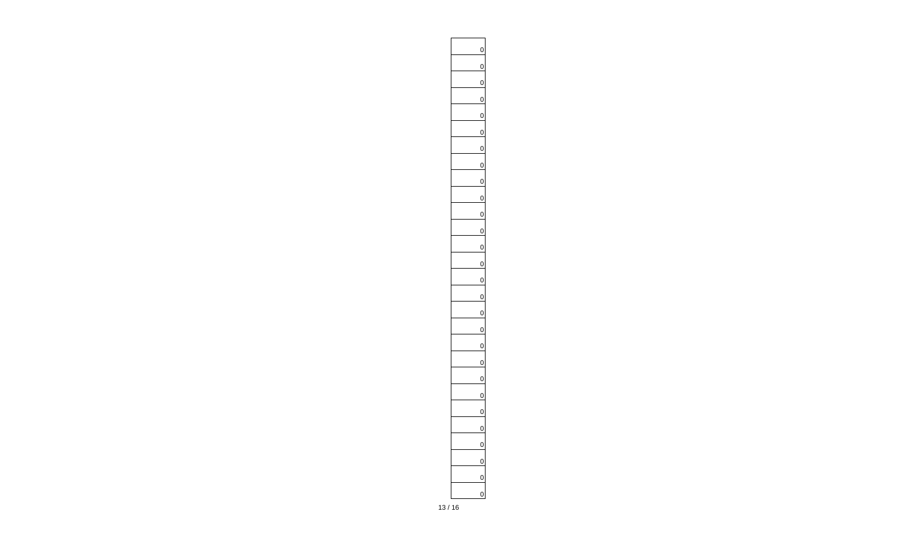|   |
|---|
| 0 |
| 0 |
| 0 |
| 0 |
| 0 |
| 0 |
| 0 |
| 0 |
| 0 |
| 0 |
| 0 |
| 0 |
| 0 |
| 0 |
| 0 |
| 0 |
| 0 |
| 0 |
| 0 |
| 0 |
| 0 |
| 0 |
| 0 |
| 0 |
| 0 |
| 0 |
| 0 |
| 0 |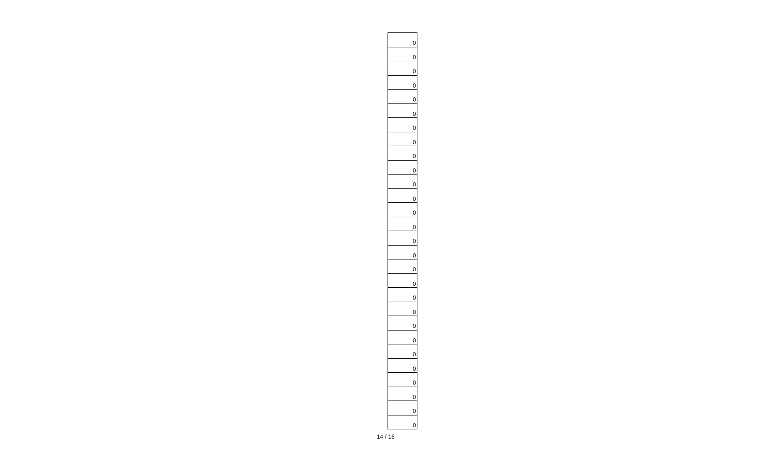| |
|---|
| 0 |
| 0 |
| 0 |
| 0 |
| 0 |
| 0 |
| 0 |
| 0 |
| 0 |
| 0 |
| 0 |
| 0 |
| 0 |
| 0 |
| 0 |
| 0 |
| 0 |
| 0 |
| 0 |
| 0 |
| 0 |
| 0 |
| 0 |
| 0 |
| 0 |
| 0 |
| 0 |
| 0 |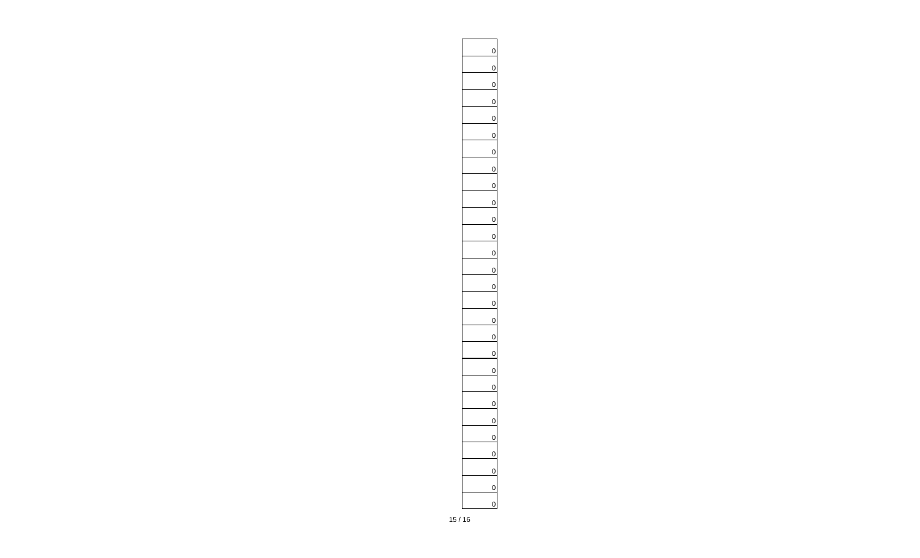| |
|---|
| 0 |
| 0 |
| 0 |
| 0 |
| 0 |
| 0 |
| 0 |
| 0 |
| 0 |
| 0 |
| 0 |
| 0 |
| 0 |
| 0 |
| 0 |
| 0 |
| 0 |
| 0 |
| 0 |
| 0 |
| 0 |
| 0 |
| 0 |
| 0 |
| 0 |
| 0 |
| 0 |
| 0 |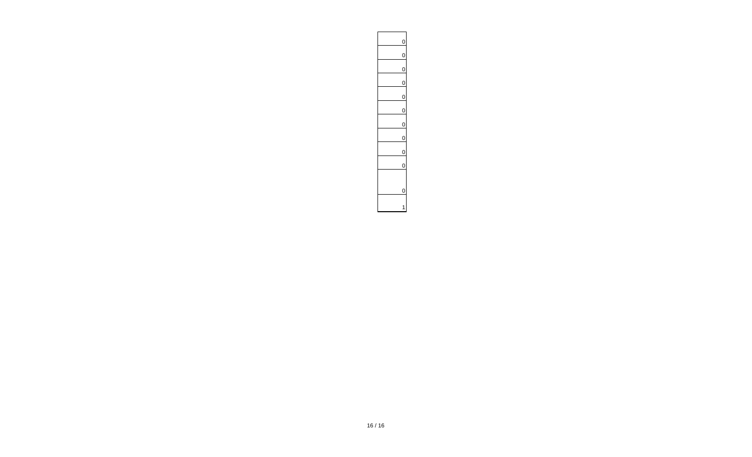| |
|---|
| 0 |
| 0 |
| 0 |
| 0 |
| 0 |
| 0 |
| 0 |
| 0 |
| 0 |
| 0 |
| 0 |
| 1 |